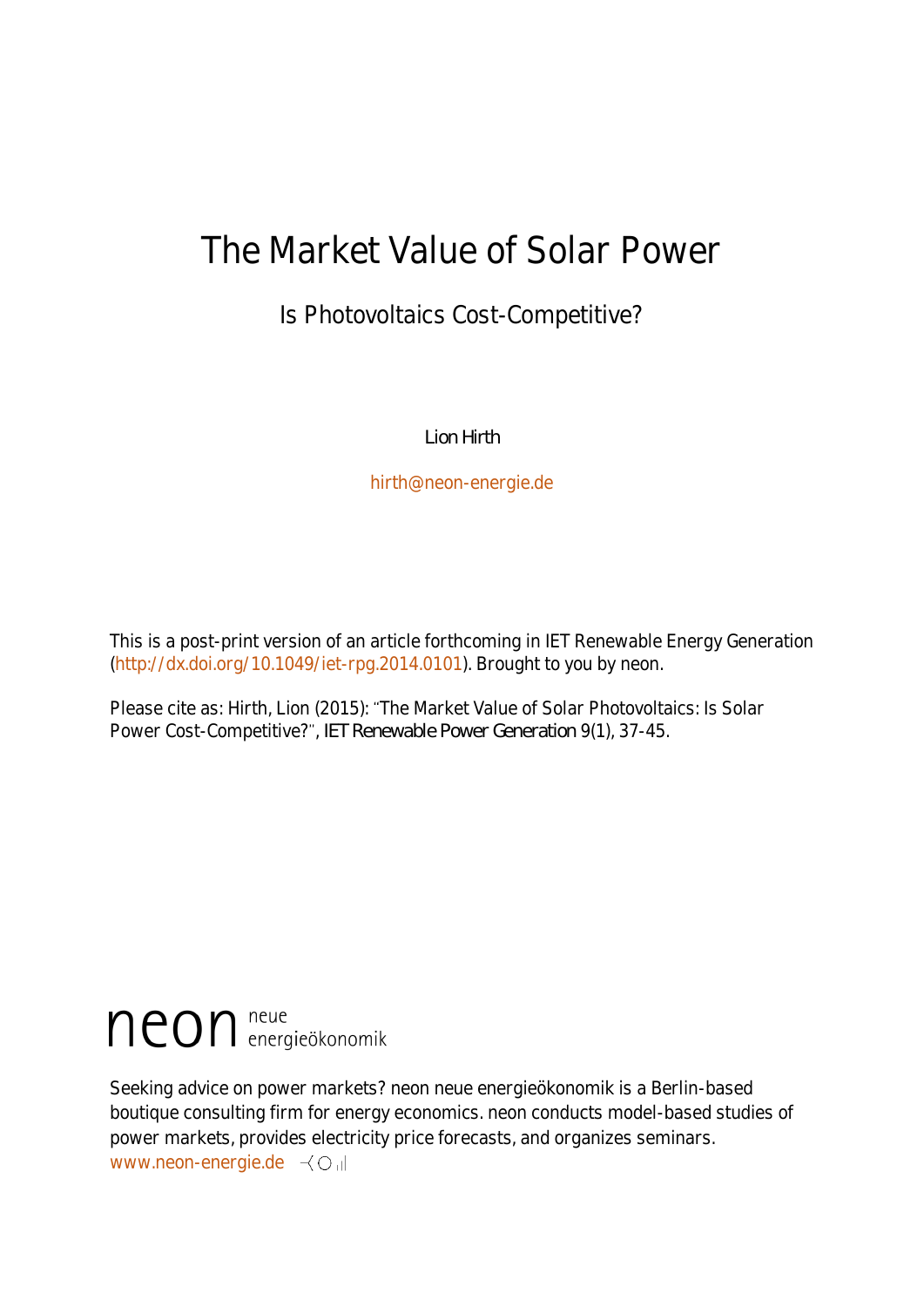# The Market Value of Solar Power

## Is Photovoltaics Cost-Competitive?

Lion Hirth

hirth@neon-energie.de

This is a post-print version of an article forthcoming in IET Renewable Energy Generation (http://dx.doi.org/10.1049/iet-rpg.2014.0101). Brought to you by neon.

Please cite as: Hirth, Lion (2015): "The Market Value of Solar Photovoltaics: Is Solar Power Cost-Competitive?", *IET Renewable Power Generation* 9(1), 37-45.

neon neue energieökonomik

Seeking advice on power markets? neon neue energieökonomik is a Berlin-based boutique consulting firm for energy economics. neon conducts model-based studies of power markets, provides electricity price forecasts, and organizes seminars. www.neon-energie.de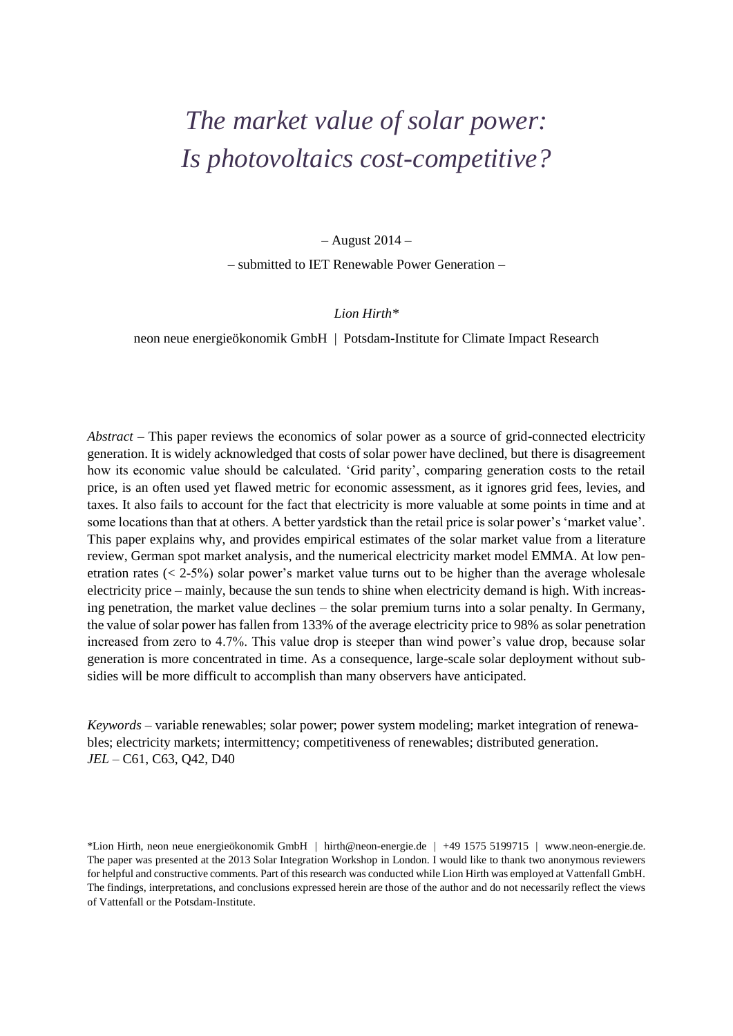# *The market value of solar power: Is photovoltaics cost-competitive?*

– August 2014 –

– submitted to IET Renewable Power Generation –

*Lion Hirth**

neon neue energieökonomik GmbH | Potsdam-Institute for Climate Impact Research

*Abstract* – This paper reviews the economics of solar power as a source of grid-connected electricity generation. It is widely acknowledged that costs of solar power have declined, but there is disagreement how its economic value should be calculated. 'Grid parity', comparing generation costs to the retail price, is an often used yet flawed metric for economic assessment, as it ignores grid fees, levies, and taxes. It also fails to account for the fact that electricity is more valuable at some points in time and at some locations than that at others. A better yardstick than the retail price is solar power's 'market value'. This paper explains why, and provides empirical estimates of the solar market value from a literature review, German spot market analysis, and the numerical electricity market model EMMA. At low penetration rates (< 2-5%) solar power's market value turns out to be higher than the average wholesale electricity price – mainly, because the sun tends to shine when electricity demand is high. With increasing penetration, the market value declines – the solar premium turns into a solar penalty. In Germany, the value of solar power has fallen from 133% of the average electricity price to 98% as solar penetration increased from zero to 4.7%. This value drop is steeper than wind power's value drop, because solar generation is more concentrated in time. As a consequence, large-scale solar deployment without subsidies will be more difficult to accomplish than many observers have anticipated.

*Keywords* – variable renewables; solar power; power system modeling; market integration of renewables; electricity markets; intermittency; competitiveness of renewables; distributed generation.
*JEL* – C61, C63, Q42, D40

*Lion Hirth, neon neue energieökonomik GmbH | hirth@neon-energie.de | +49 1575 5199715 | www.neon-energie.de. The paper was presented at the 2013 Solar Integration Workshop in London. I would like to thank two anonymous reviewers for helpful and constructive comments. Part of this research was conducted while Lion Hirth was employed at Vattenfall GmbH. The findings, interpretations, and conclusions expressed herein are those of the author and do not necessarily reflect the views of Vattenfall or the Potsdam-Institute.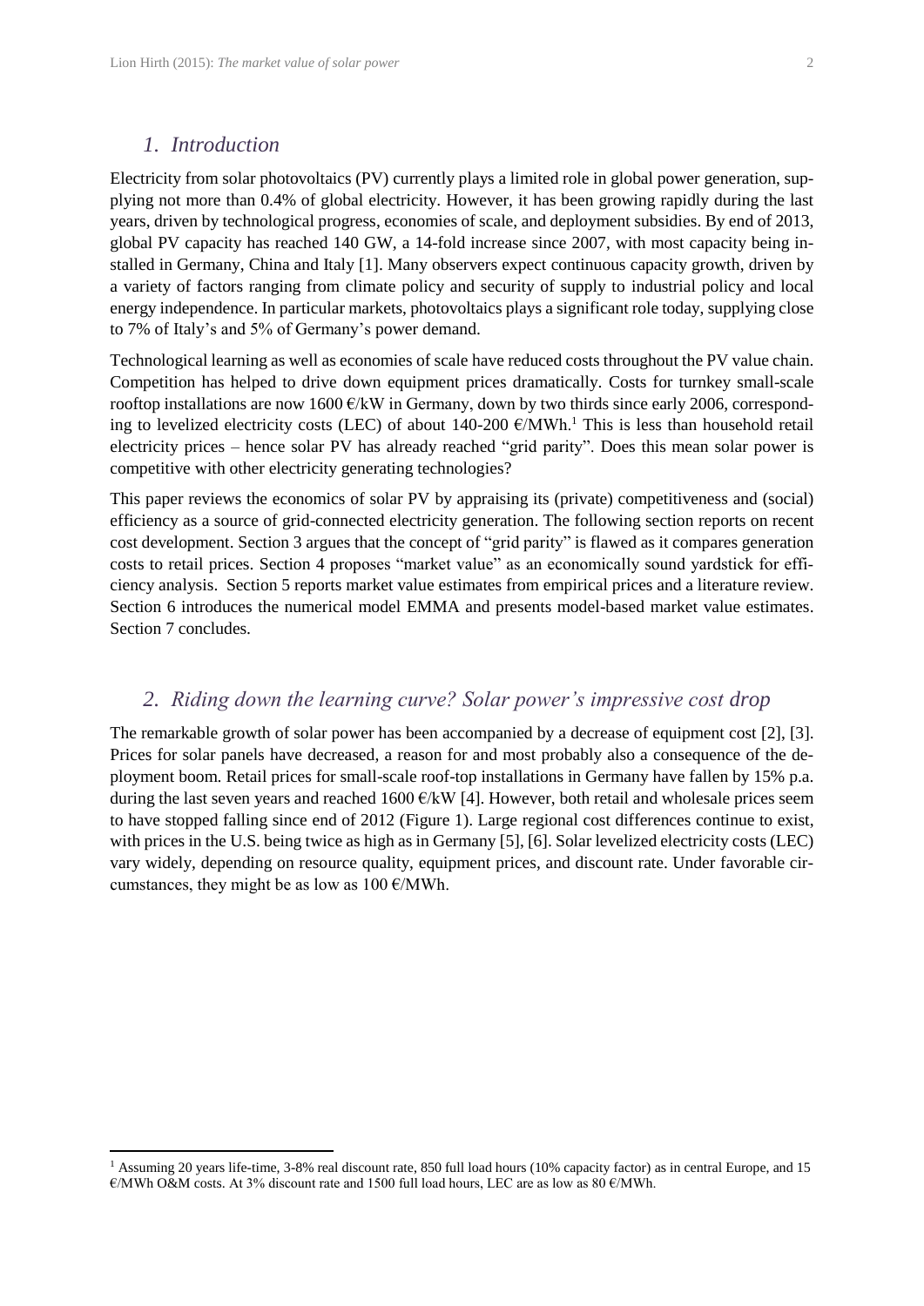## *1. Introduction*

Electricity from solar photovoltaics (PV) currently plays a limited role in global power generation, supplying not more than 0.4% of global electricity. However, it has been growing rapidly during the last years, driven by technological progress, economies of scale, and deployment subsidies. By end of 2013, global PV capacity has reached 140 GW, a 14-fold increase since 2007, with most capacity being installed in Germany, China and Italy [1]. Many observers expect continuous capacity growth, driven by a variety of factors ranging from climate policy and security of supply to industrial policy and local energy independence. In particular markets, photovoltaics plays a significant role today, supplying close to 7% of Italy's and 5% of Germany's power demand.

Technological learning as well as economies of scale have reduced costs throughout the PV value chain. Competition has helped to drive down equipment prices dramatically. Costs for turnkey small-scale rooftop installations are now 1600 €/kW in Germany, down by two thirds since early 2006, corresponding to levelized electricity costs (LEC) of about 140-200 €/MWh.[1] This is less than household retail electricity prices – hence solar PV has already reached "grid parity". Does this mean solar power is competitive with other electricity generating technologies?

This paper reviews the economics of solar PV by appraising its (private) competitiveness and (social) efficiency as a source of grid-connected electricity generation. The following section reports on recent cost development. Section 3 argues that the concept of "grid parity" is flawed as it compares generation costs to retail prices. Section 4 proposes "market value" as an economically sound yardstick for efficiency analysis. Section 5 reports market value estimates from empirical prices and a literature review. Section 6 introduces the numerical model EMMA and presents model-based market value estimates. Section 7 concludes.

## *2. Riding down the learning curve? Solar power's impressive cost drop*

The remarkable growth of solar power has been accompanied by a decrease of equipment cost [2], [3]. Prices for solar panels have decreased, a reason for and most probably also a consequence of the deployment boom. Retail prices for small-scale roof-top installations in Germany have fallen by 15% p.a. during the last seven years and reached 1600 €/kW [4]. However, both retail and wholesale prices seem to have stopped falling since end of 2012 (Figure 1). Large regional cost differences continue to exist, with prices in the U.S. being twice as high as in Germany [5], [6]. Solar levelized electricity costs (LEC) vary widely, depending on resource quality, equipment prices, and discount rate. Under favorable circumstances, they might be as low as 100 €/MWh.

[1] Assuming 20 years life-time, 3-8% real discount rate, 850 full load hours (10% capacity factor) as in central Europe, and 15 €/MWh O&M costs. At 3% discount rate and 1500 full load hours, LEC are as low as 80 €/MWh.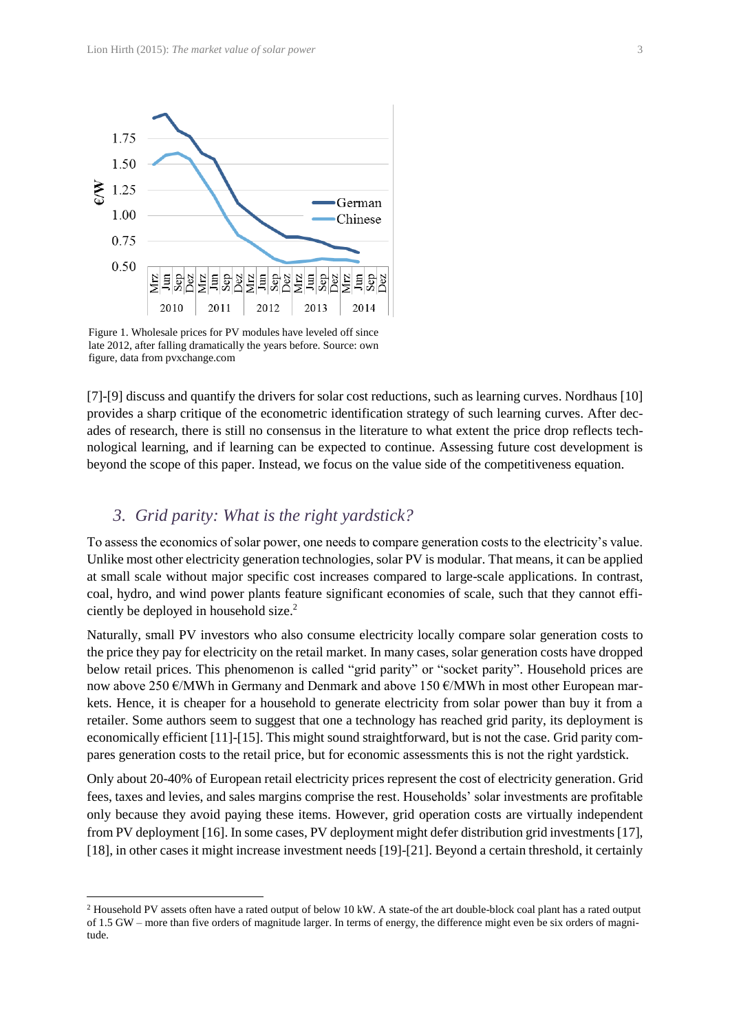Figure 1. Wholesale prices for PV modules have leveled off since late 2012, after falling dramatically the years before. Source: own figure, data from pvxchange.com

[7]-[9] discuss and quantify the drivers for solar cost reductions, such as learning curves. Nordhaus [10] provides a sharp critique of the econometric identification strategy of such learning curves. After decades of research, there is still no consensus in the literature to what extent the price drop reflects technological learning, and if learning can be expected to continue. Assessing future cost development is beyond the scope of this paper. Instead, we focus on the value side of the competitiveness equation.

## *3. Grid parity: What is the right yardstick?*

To assess the economics of solar power, one needs to compare generation costs to the electricity's value. Unlike most other electricity generation technologies, solar PV is modular. That means, it can be applied at small scale without major specific cost increases compared to large-scale applications. In contrast, coal, hydro, and wind power plants feature significant economies of scale, such that they cannot efficiently be deployed in household size.[2]

Naturally, small PV investors who also consume electricity locally compare solar generation costs to the price they pay for electricity on the retail market. In many cases, solar generation costs have dropped below retail prices. This phenomenon is called "grid parity" or "socket parity". Household prices are now above 250 €/MWh in Germany and Denmark and above 150 €/MWh in most other European markets. Hence, it is cheaper for a household to generate electricity from solar power than buy it from a retailer. Some authors seem to suggest that one a technology has reached grid parity, its deployment is economically efficient [11]-[15]. This might sound straightforward, but is not the case. Grid parity compares generation costs to the retail price, but for economic assessments this is not the right yardstick.

Only about 20-40% of European retail electricity prices represent the cost of electricity generation. Grid fees, taxes and levies, and sales margins comprise the rest. Households' solar investments are profitable only because they avoid paying these items. However, grid operation costs are virtually independent from PV deployment [16]. In some cases, PV deployment might defer distribution grid investments [17], [18], in other cases it might increase investment needs [19]-[21]. Beyond a certain threshold, it certainly

---

[2] Household PV assets often have a rated output of below 10 kW. A state-of the art double-block coal plant has a rated output of 1.5 GW – more than five orders of magnitude larger. In terms of energy, the difference might even be six orders of magnitude.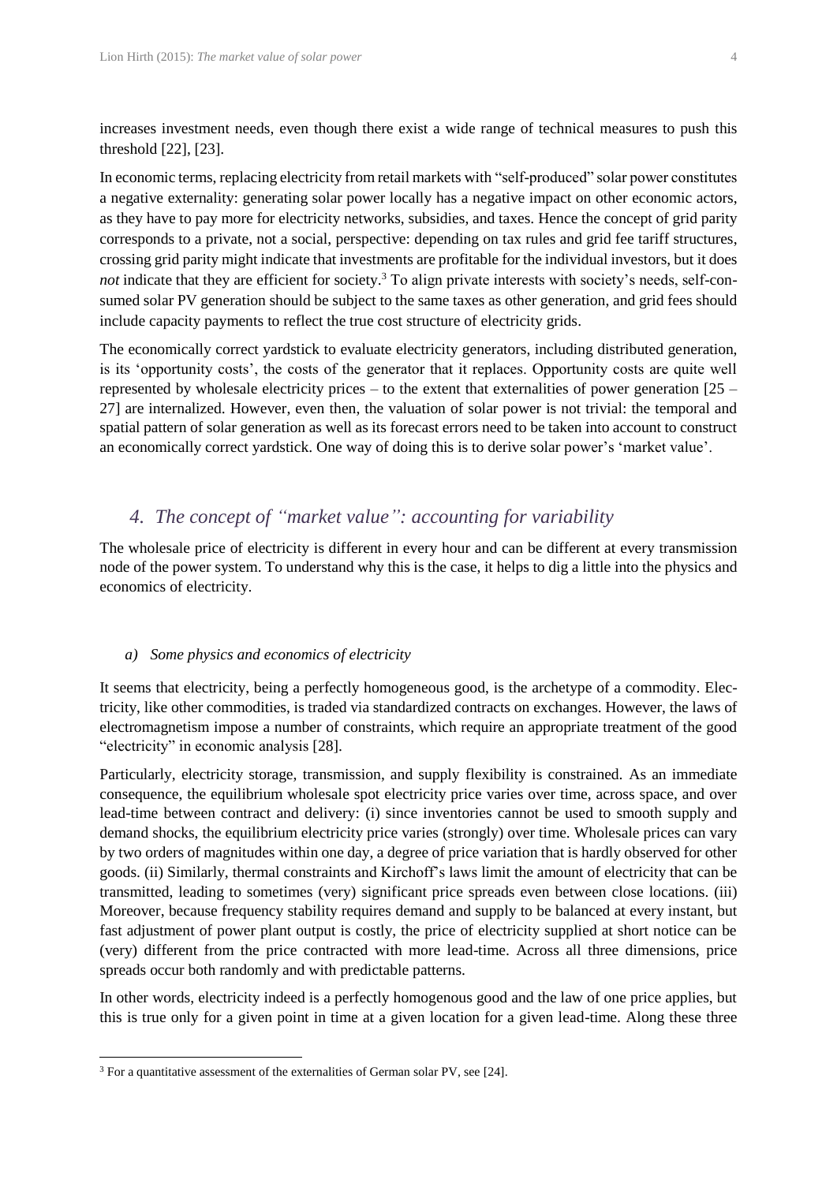increases investment needs, even though there exist a wide range of technical measures to push this threshold [22], [23].

In economic terms, replacing electricity from retail markets with "self-produced" solar power constitutes a negative externality: generating solar power locally has a negative impact on other economic actors, as they have to pay more for electricity networks, subsidies, and taxes. Hence the concept of grid parity corresponds to a private, not a social, perspective: depending on tax rules and grid fee tariff structures, crossing grid parity might indicate that investments are profitable for the individual investors, but it does *not* indicate that they are efficient for society.[3] To align private interests with society's needs, self-consumed solar PV generation should be subject to the same taxes as other generation, and grid fees should include capacity payments to reflect the true cost structure of electricity grids.

The economically correct yardstick to evaluate electricity generators, including distributed generation, is its 'opportunity costs', the costs of the generator that it replaces. Opportunity costs are quite well represented by wholesale electricity prices – to the extent that externalities of power generation [25 – 27] are internalized. However, even then, the valuation of solar power is not trivial: the temporal and spatial pattern of solar generation as well as its forecast errors need to be taken into account to construct an economically correct yardstick. One way of doing this is to derive solar power's 'market value'.

## *4. The concept of "market value": accounting for variability*

The wholesale price of electricity is different in every hour and can be different at every transmission node of the power system. To understand why this is the case, it helps to dig a little into the physics and economics of electricity.

### *a) Some physics and economics of electricity*

It seems that electricity, being a perfectly homogeneous good, is the archetype of a commodity. Electricity, like other commodities, is traded via standardized contracts on exchanges. However, the laws of electromagnetism impose a number of constraints, which require an appropriate treatment of the good "electricity" in economic analysis [28].

Particularly, electricity storage, transmission, and supply flexibility is constrained. As an immediate consequence, the equilibrium wholesale spot electricity price varies over time, across space, and over lead-time between contract and delivery: (i) since inventories cannot be used to smooth supply and demand shocks, the equilibrium electricity price varies (strongly) over time. Wholesale prices can vary by two orders of magnitudes within one day, a degree of price variation that is hardly observed for other goods. (ii) Similarly, thermal constraints and Kirchoff's laws limit the amount of electricity that can be transmitted, leading to sometimes (very) significant price spreads even between close locations. (iii) Moreover, because frequency stability requires demand and supply to be balanced at every instant, but fast adjustment of power plant output is costly, the price of electricity supplied at short notice can be (very) different from the price contracted with more lead-time. Across all three dimensions, price spreads occur both randomly and with predictable patterns.

In other words, electricity indeed is a perfectly homogenous good and the law of one price applies, but this is true only for a given point in time at a given location for a given lead-time. Along these three

[3] For a quantitative assessment of the externalities of German solar PV, see [24].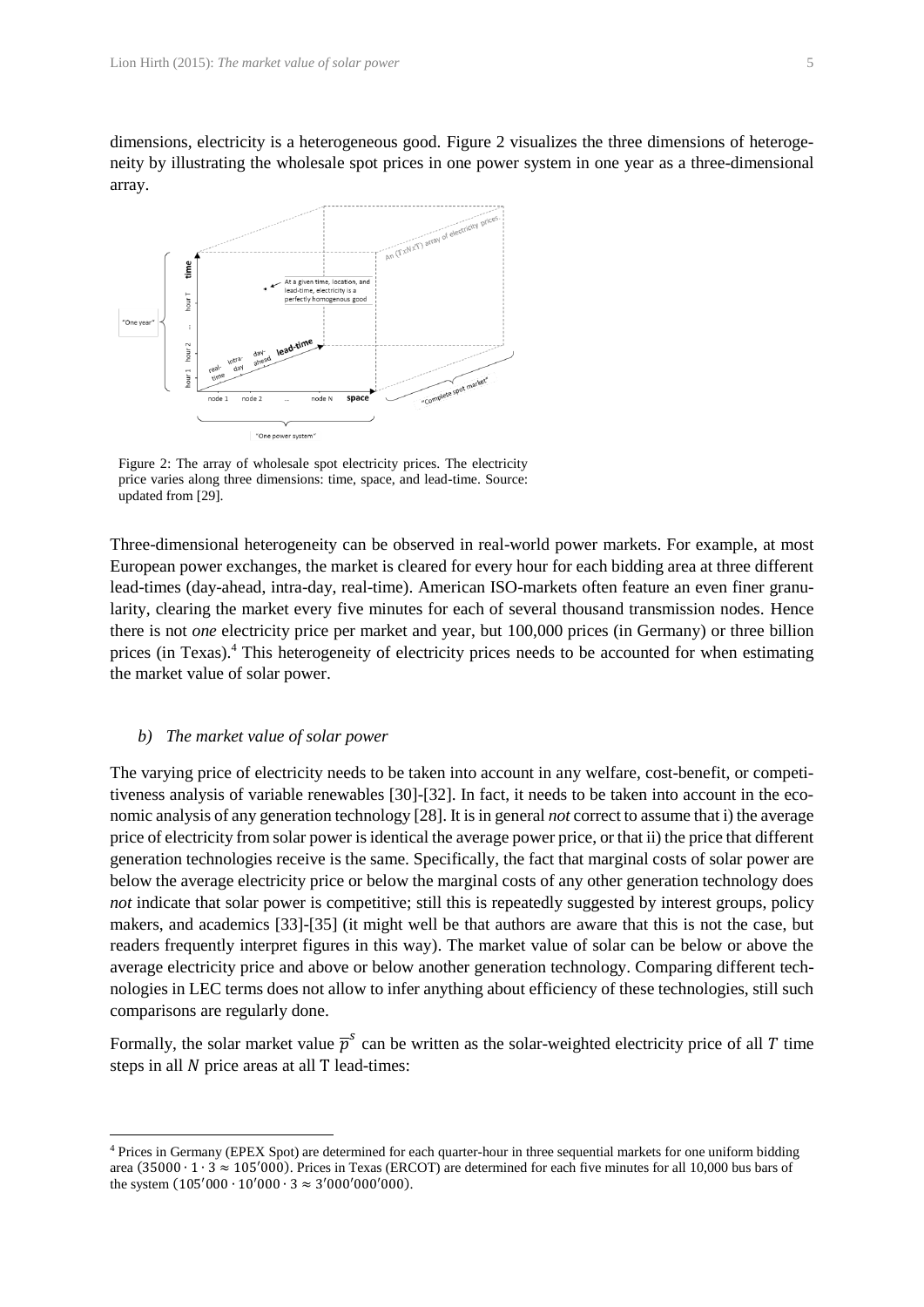dimensions, electricity is a heterogeneous good. Figure 2 visualizes the three dimensions of heterogeneity by illustrating the wholesale spot prices in one power system in one year as a three-dimensional array.

Figure 2: The array of wholesale spot electricity prices. The electricity price varies along three dimensions: time, space, and lead-time. Source: updated from [29].

Three-dimensional heterogeneity can be observed in real-world power markets. For example, at most European power exchanges, the market is cleared for every hour for each bidding area at three different lead-times (day-ahead, intra-day, real-time). American ISO-markets often feature an even finer granularity, clearing the market every five minutes for each of several thousand transmission nodes. Hence there is not *one* electricity price per market and year, but 100,000 prices (in Germany) or three billion prices (in Texas).[4] This heterogeneity of electricity prices needs to be accounted for when estimating the market value of solar power.

### *b) The market value of solar power*

The varying price of electricity needs to be taken into account in any welfare, cost-benefit, or competitiveness analysis of variable renewables [30]-[32]. In fact, it needs to be taken into account in the economic analysis of any generation technology [28]. It is in general *not* correct to assume that i) the average price of electricity from solar power is identical the average power price, or that ii) the price that different generation technologies receive is the same. Specifically, the fact that marginal costs of solar power are below the average electricity price or below the marginal costs of any other generation technology does *not* indicate that solar power is competitive; still this is repeatedly suggested by interest groups, policy makers, and academics [33]-[35] (it might well be that authors are aware that this is not the case, but readers frequently interpret figures in this way). The market value of solar can be below or above the average electricity price and above or below another generation technology. Comparing different technologies in LEC terms does not allow to infer anything about efficiency of these technologies, still such comparisons are regularly done.

Formally, the solar market value $\bar{p}^s$ can be written as the solar-weighted electricity price of all $T$ time steps in all $N$ price areas at all T lead-times:

---

[4] Prices in Germany (EPEX Spot) are determined for each quarter-hour in three sequential markets for one uniform bidding area ($35000 \cdot 1 \cdot 3 \approx 105'000$). Prices in Texas (ERCOT) are determined for each five minutes for all 10,000 bus bars of the system ($105'000 \cdot 10'000 \cdot 3 \approx 3'000'000'000$).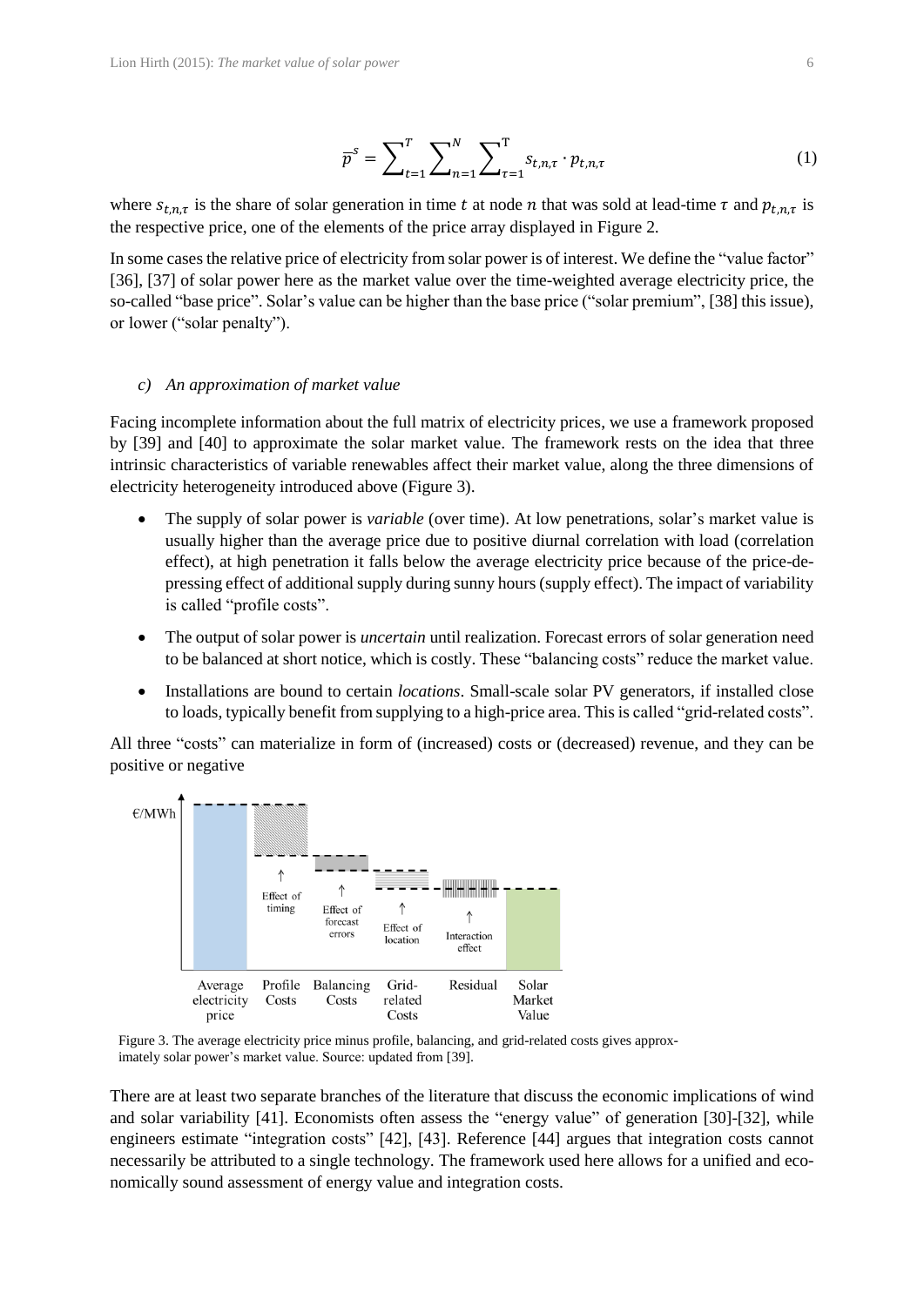$$\bar{p}^s = \sum_{t=1}^{T} \sum_{n=1}^{N} \sum_{\tau=1}^{\mathrm{T}} s_{t,n,\tau} \cdot p_{t,n,\tau} \tag{1}$$

where $s_{t,n,\tau}$ is the share of solar generation in time $t$ at node $n$ that was sold at lead-time $\tau$ and $p_{t,n,\tau}$ is the respective price, one of the elements of the price array displayed in Figure 2.

In some cases the relative price of electricity from solar power is of interest. We define the "value factor" [36], [37] of solar power here as the market value over the time-weighted average electricity price, the so-called "base price". Solar's value can be higher than the base price ("solar premium", [38] this issue), or lower ("solar penalty").

### *c) An approximation of market value*

Facing incomplete information about the full matrix of electricity prices, we use a framework proposed by [39] and [40] to approximate the solar market value. The framework rests on the idea that three intrinsic characteristics of variable renewables affect their market value, along the three dimensions of electricity heterogeneity introduced above (Figure 3).

- The supply of solar power is *variable* (over time). At low penetrations, solar's market value is usually higher than the average price due to positive diurnal correlation with load (correlation effect), at high penetration it falls below the average electricity price because of the price-depressing effect of additional supply during sunny hours (supply effect). The impact of variability is called "profile costs".
- The output of solar power is *uncertain* until realization. Forecast errors of solar generation need to be balanced at short notice, which is costly. These "balancing costs" reduce the market value.
- Installations are bound to certain *locations*. Small-scale solar PV generators, if installed close to loads, typically benefit from supplying to a high-price area. This is called "grid-related costs".

All three "costs" can materialize in form of (increased) costs or (decreased) revenue, and they can be positive or negative

Figure 3. The average electricity price minus profile, balancing, and grid-related costs gives approximately solar power's market value. Source: updated from [39].

There are at least two separate branches of the literature that discuss the economic implications of wind and solar variability [41]. Economists often assess the "energy value" of generation [30]-[32], while engineers estimate "integration costs" [42], [43]. Reference [44] argues that integration costs cannot necessarily be attributed to a single technology. The framework used here allows for a unified and economically sound assessment of energy value and integration costs.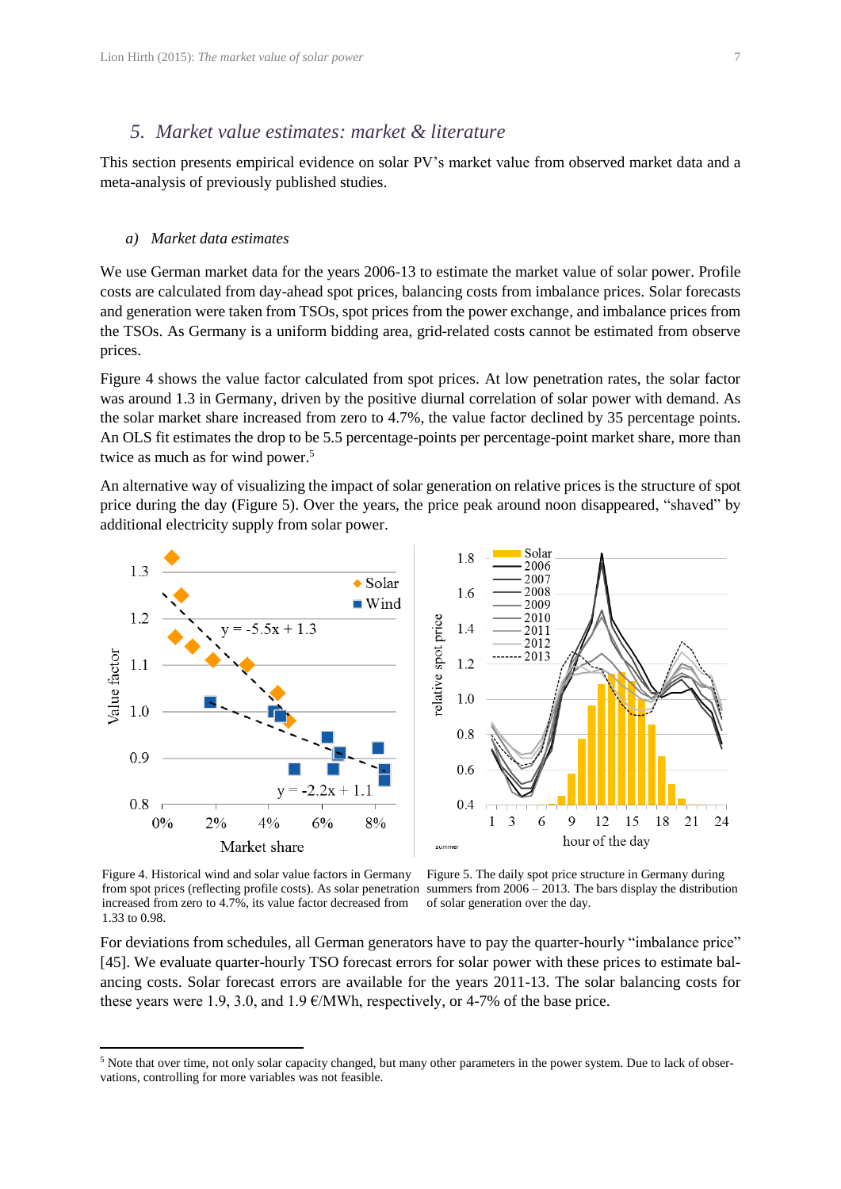## 5. Market value estimates: market & literature

This section presents empirical evidence on solar PV's market value from observed market data and a meta-analysis of previously published studies.

### a) Market data estimates

We use German market data for the years 2006-13 to estimate the market value of solar power. Profile costs are calculated from day-ahead spot prices, balancing costs from imbalance prices. Solar forecasts and generation were taken from TSOs, spot prices from the power exchange, and imbalance prices from the TSOs. As Germany is a uniform bidding area, grid-related costs cannot be estimated from observe prices.

Figure 4 shows the value factor calculated from spot prices. At low penetration rates, the solar factor was around 1.3 in Germany, driven by the positive diurnal correlation of solar power with demand. As the solar market share increased from zero to 4.7%, the value factor declined by 35 percentage points. An OLS fit estimates the drop to be 5.5 percentage-points per percentage-point market share, more than twice as much as for wind power.[5]

An alternative way of visualizing the impact of solar generation on relative prices is the structure of spot price during the day (Figure 5). Over the years, the price peak around noon disappeared, "shaved" by additional electricity supply from solar power.

Figure 4. Historical wind and solar value factors in Germany from spot prices (reflecting profile costs). As solar penetration increased from zero to 4.7%, its value factor decreased from 1.33 to 0.98.

Figure 5. The daily spot price structure in Germany during summers from 2006 – 2013. The bars display the distribution of solar generation over the day.

For deviations from schedules, all German generators have to pay the quarter-hourly "imbalance price" [45]. We evaluate quarter-hourly TSO forecast errors for solar power with these prices to estimate balancing costs. Solar forecast errors are available for the years 2011-13. The solar balancing costs for these years were 1.9, 3.0, and 1.9 €/MWh, respectively, or 4-7% of the base price.

[5] Note that over time, not only solar capacity changed, but many other parameters in the power system. Due to lack of observations, controlling for more variables was not feasible.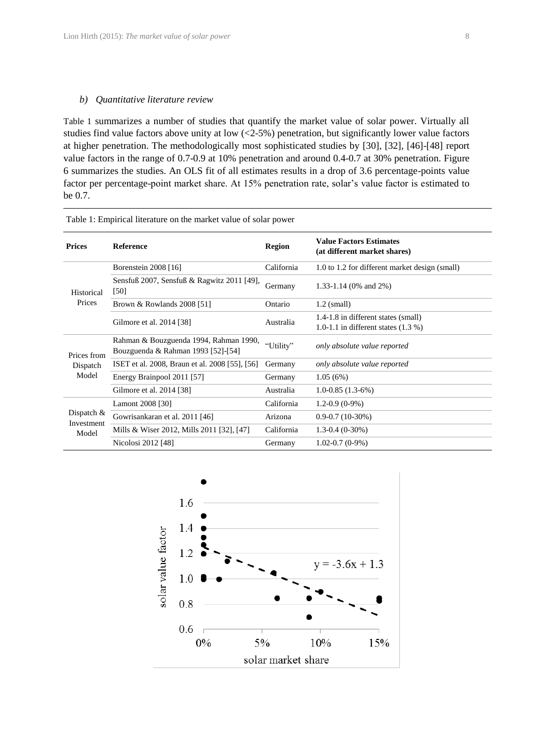### b) *Quantitative literature review*

Table 1 summarizes a number of studies that quantify the market value of solar power. Virtually all studies find value factors above unity at low (<2-5%) penetration, but significantly lower value factors at higher penetration. The methodologically most sophisticated studies by [30], [32], [46]-[48] report value factors in the range of 0.7-0.9 at 10% penetration and around 0.4-0.7 at 30% penetration. Figure 6 summarizes the studies. An OLS fit of all estimates results in a drop of 3.6 percentage-points value factor per percentage-point market share. At 15% penetration rate, solar's value factor is estimated to be 0.7.

Table 1: Empirical literature on the market value of solar power

| Prices | Reference | Region | Value Factors Estimates (at different market shares) |
|---|---|---|---|
| Historical Prices | Borenstein 2008 [16] | California | 1.0 to 1.2 for different market design (small) |
| | Sensfuß 2007, Sensfuß & Ragwitz 2011 [49], [50] | Germany | 1.33-1.14 (0% and 2%) |
| | Brown & Rowlands 2008 [51] | Ontario | 1.2 (small) |
| | Gilmore et al. 2014 [38] | Australia | 1.4-1.8 in different states (small)<br>1.0-1.1 in different states (1.3 %) |
| Prices from Dispatch Model | Rahman & Bouzguenda 1994, Rahman 1990, Bouzguenda & Rahman 1993 [52]-[54] | "Utility" | *only absolute value reported* |
| | ISET et al. 2008, Braun et al. 2008 [55], [56] | Germany | *only absolute value reported* |
| | Energy Brainpool 2011 [57] | Germany | 1.05 (6%) |
| | Gilmore et al. 2014 [38] | Australia | 1.0-0.85 (1.3-6%) |
| Dispatch & Investment Model | Lamont 2008 [30] | California | 1.2-0.9 (0-9%) |
| | Gowrisankaran et al. 2011 [46] | Arizona | 0.9-0.7 (10-30%) |
| | Mills & Wiser 2012, Mills 2011 [32], [47] | California | 1.3-0.4 (0-30%) |
| | Nicolosi 2012 [48] | Germany | 1.02-0.7 (0-9%) |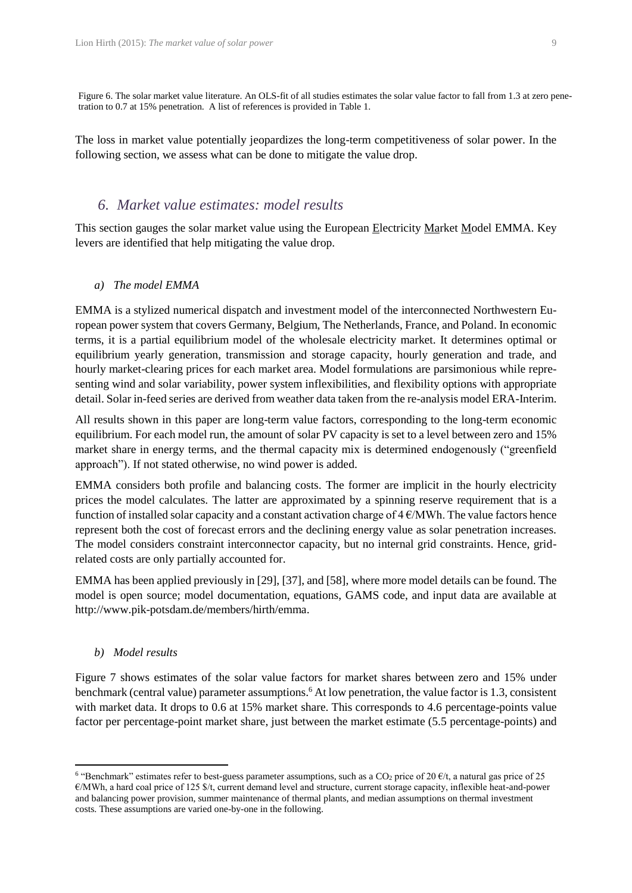Figure 6. The solar market value literature. An OLS-fit of all studies estimates the solar value factor to fall from 1.3 at zero penetration to 0.7 at 15% penetration. A list of references is provided in Table 1.

The loss in market value potentially jeopardizes the long-term competitiveness of solar power. In the following section, we assess what can be done to mitigate the value drop.

## *6. Market value estimates: model results*

This section gauges the solar market value using the European Electricity Market Model EMMA. Key levers are identified that help mitigating the value drop.

### *a) The model EMMA*

EMMA is a stylized numerical dispatch and investment model of the interconnected Northwestern European power system that covers Germany, Belgium, The Netherlands, France, and Poland. In economic terms, it is a partial equilibrium model of the wholesale electricity market. It determines optimal or equilibrium yearly generation, transmission and storage capacity, hourly generation and trade, and hourly market-clearing prices for each market area. Model formulations are parsimonious while representing wind and solar variability, power system inflexibilities, and flexibility options with appropriate detail. Solar in-feed series are derived from weather data taken from the re-analysis model ERA-Interim.

All results shown in this paper are long-term value factors, corresponding to the long-term economic equilibrium. For each model run, the amount of solar PV capacity is set to a level between zero and 15% market share in energy terms, and the thermal capacity mix is determined endogenously ("greenfield approach"). If not stated otherwise, no wind power is added.

EMMA considers both profile and balancing costs. The former are implicit in the hourly electricity prices the model calculates. The latter are approximated by a spinning reserve requirement that is a function of installed solar capacity and a constant activation charge of 4 €/MWh. The value factors hence represent both the cost of forecast errors and the declining energy value as solar penetration increases. The model considers constraint interconnector capacity, but no internal grid constraints. Hence, grid-related costs are only partially accounted for.

EMMA has been applied previously in [29], [37], and [58], where more model details can be found. The model is open source; model documentation, equations, GAMS code, and input data are available at http://www.pik-potsdam.de/members/hirth/emma.

### *b) Model results*

Figure 7 shows estimates of the solar value factors for market shares between zero and 15% under benchmark (central value) parameter assumptions.[6] At low penetration, the value factor is 1.3, consistent with market data. It drops to 0.6 at 15% market share. This corresponds to 4.6 percentage-points value factor per percentage-point market share, just between the market estimate (5.5 percentage-points) and

---

[6] "Benchmark" estimates refer to best-guess parameter assumptions, such as a $CO_2$ price of 20 €/t, a natural gas price of 25 €/MWh, a hard coal price of 125 \$/t, current demand level and structure, current storage capacity, inflexible heat-and-power and balancing power provision, summer maintenance of thermal plants, and median assumptions on thermal investment costs. These assumptions are varied one-by-one in the following.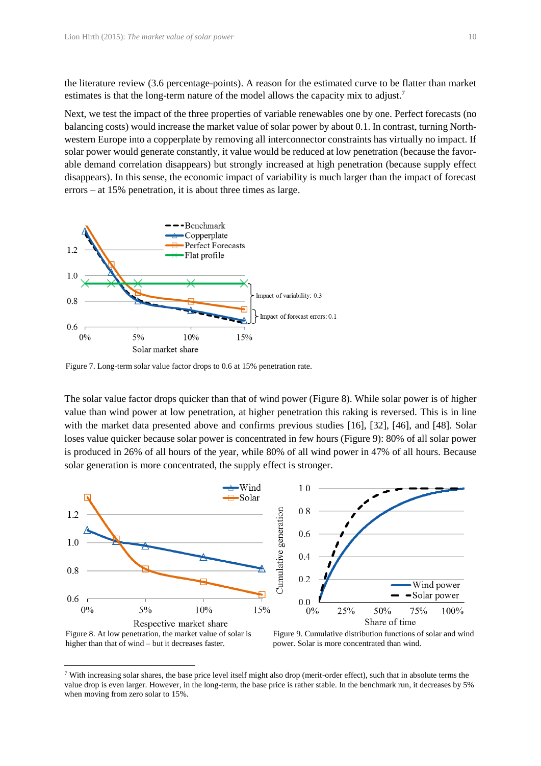the literature review (3.6 percentage-points). A reason for the estimated curve to be flatter than market estimates is that the long-term nature of the model allows the capacity mix to adjust.[7]

Next, we test the impact of the three properties of variable renewables one by one. Perfect forecasts (no balancing costs) would increase the market value of solar power by about 0.1. In contrast, turning North-western Europe into a copperplate by removing all interconnector constraints has virtually no impact. If solar power would generate constantly, it value would be reduced at low penetration (because the favorable demand correlation disappears) but strongly increased at high penetration (because supply effect disappears). In this sense, the economic impact of variability is much larger than the impact of forecast errors – at 15% penetration, it is about three times as large.

Figure 7. Long-term solar value factor drops to 0.6 at 15% penetration rate.

The solar value factor drops quicker than that of wind power (Figure 8). While solar power is of higher value than wind power at low penetration, at higher penetration this raking is reversed. This is in line with the market data presented above and confirms previous studies [16], [32], [46], and [48]. Solar loses value quicker because solar power is concentrated in few hours (Figure 9): 80% of all solar power is produced in 26% of all hours of the year, while 80% of all wind power in 47% of all hours. Because solar generation is more concentrated, the supply effect is stronger.

Figure 8. At low penetration, the market value of solar is higher than that of wind – but it decreases faster.

Figure 9. Cumulative distribution functions of solar and wind power. Solar is more concentrated than wind.

[7] With increasing solar shares, the base price level itself might also drop (merit-order effect), such that in absolute terms the value drop is even larger. However, in the long-term, the base price is rather stable. In the benchmark run, it decreases by 5% when moving from zero solar to 15%.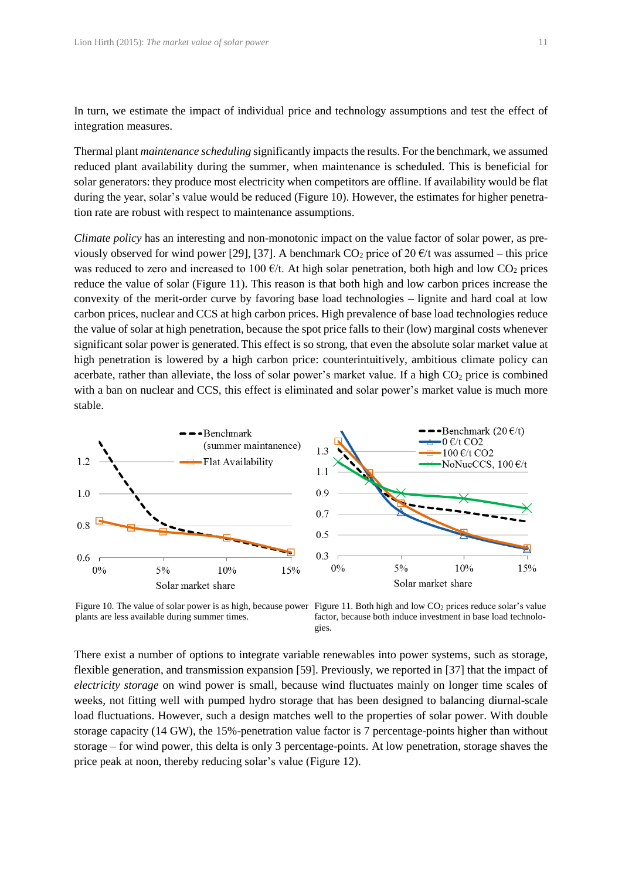In turn, we estimate the impact of individual price and technology assumptions and test the effect of integration measures.

Thermal plant *maintenance scheduling* significantly impacts the results. For the benchmark, we assumed reduced plant availability during the summer, when maintenance is scheduled. This is beneficial for solar generators: they produce most electricity when competitors are offline. If availability would be flat during the year, solar's value would be reduced (Figure 10). However, the estimates for higher penetration rate are robust with respect to maintenance assumptions.

*Climate policy* has an interesting and non-monotonic impact on the value factor of solar power, as previously observed for wind power [29], [37]. A benchmark $CO_2$ price of 20 €/t was assumed – this price was reduced to zero and increased to 100 €/t. At high solar penetration, both high and low $CO_2$ prices reduce the value of solar (Figure 11). This reason is that both high and low carbon prices increase the convexity of the merit-order curve by favoring base load technologies – lignite and hard coal at low carbon prices, nuclear and CCS at high carbon prices. High prevalence of base load technologies reduce the value of solar at high penetration, because the spot price falls to their (low) marginal costs whenever significant solar power is generated. This effect is so strong, that even the absolute solar market value at high penetration is lowered by a high carbon price: counterintuitively, ambitious climate policy can acerbate, rather than alleviate, the loss of solar power's market value. If a high $CO_2$ price is combined with a ban on nuclear and CCS, this effect is eliminated and solar power's market value is much more stable.

Figure 10. The value of solar power is as high, because power plants are less available during summer times.

Figure 11. Both high and low $CO_2$ prices reduce solar's value factor, because both induce investment in base load technologies.

There exist a number of options to integrate variable renewables into power systems, such as storage, flexible generation, and transmission expansion [59]. Previously, we reported in [37] that the impact of *electricity storage* on wind power is small, because wind fluctuates mainly on longer time scales of weeks, not fitting well with pumped hydro storage that has been designed to balancing diurnal-scale load fluctuations. However, such a design matches well to the properties of solar power. With double storage capacity (14 GW), the 15%-penetration value factor is 7 percentage-points higher than without storage – for wind power, this delta is only 3 percentage-points. At low penetration, storage shaves the price peak at noon, thereby reducing solar's value (Figure 12).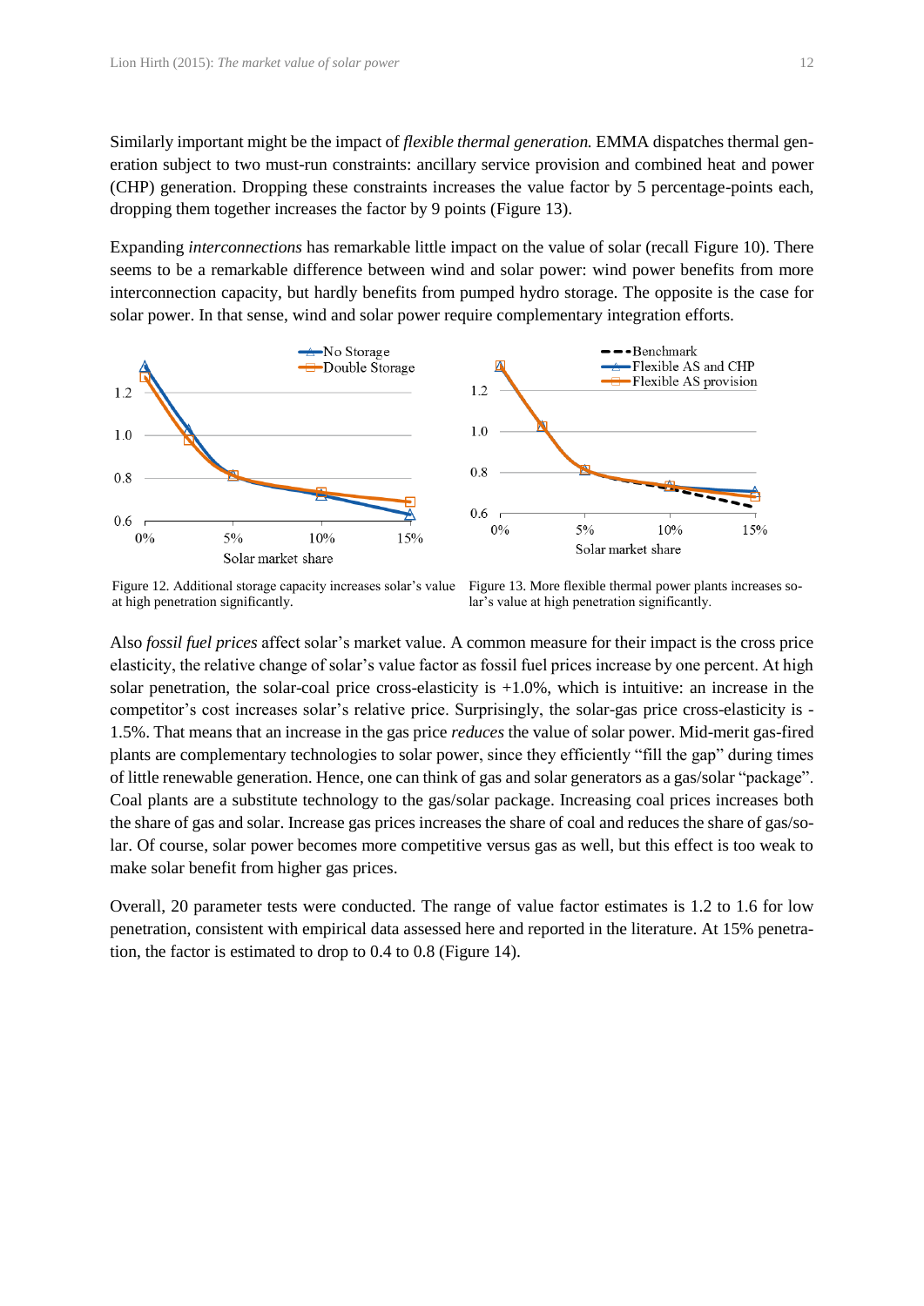Similarly important might be the impact of *flexible thermal generation.* EMMA dispatches thermal generation subject to two must-run constraints: ancillary service provision and combined heat and power (CHP) generation. Dropping these constraints increases the value factor by 5 percentage-points each, dropping them together increases the factor by 9 points (Figure 13).

Expanding *interconnections* has remarkable little impact on the value of solar (recall Figure 10). There seems to be a remarkable difference between wind and solar power: wind power benefits from more interconnection capacity, but hardly benefits from pumped hydro storage. The opposite is the case for solar power. In that sense, wind and solar power require complementary integration efforts.

Figure 12. Additional storage capacity increases solar's value at high penetration significantly.

Figure 13. More flexible thermal power plants increases solar's value at high penetration significantly.

Also *fossil fuel prices* affect solar's market value. A common measure for their impact is the cross price elasticity, the relative change of solar's value factor as fossil fuel prices increase by one percent. At high solar penetration, the solar-coal price cross-elasticity is +1.0%, which is intuitive: an increase in the competitor's cost increases solar's relative price. Surprisingly, the solar-gas price cross-elasticity is -1.5%. That means that an increase in the gas price *reduces* the value of solar power. Mid-merit gas-fired plants are complementary technologies to solar power, since they efficiently "fill the gap" during times of little renewable generation. Hence, one can think of gas and solar generators as a gas/solar "package". Coal plants are a substitute technology to the gas/solar package. Increasing coal prices increases both the share of gas and solar. Increase gas prices increases the share of coal and reduces the share of gas/solar. Of course, solar power becomes more competitive versus gas as well, but this effect is too weak to make solar benefit from higher gas prices.

Overall, 20 parameter tests were conducted. The range of value factor estimates is 1.2 to 1.6 for low penetration, consistent with empirical data assessed here and reported in the literature. At 15% penetration, the factor is estimated to drop to 0.4 to 0.8 (Figure 14).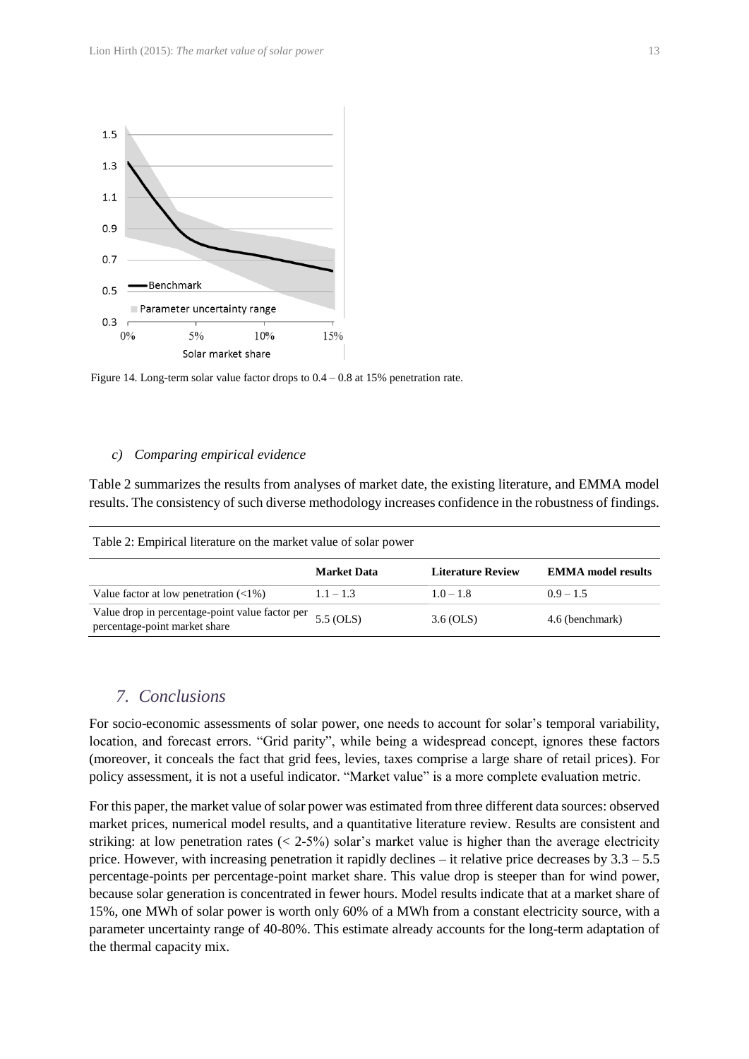Figure 14. Long-term solar value factor drops to 0.4 – 0.8 at 15% penetration rate.

### c) Comparing empirical evidence

Table 2 summarizes the results from analyses of market date, the existing literature, and EMMA model results. The consistency of such diverse methodology increases confidence in the robustness of findings.

Table 2: Empirical literature on the market value of solar power

| | Market Data | Literature Review | EMMA model results |
|---|---|---|---|
| Value factor at low penetration (<1%) | 1.1 – 1.3 | 1.0 – 1.8 | 0.9 – 1.5 |
| Value drop in percentage-point value factor per percentage-point market share | 5.5 (OLS) | 3.6 (OLS) | 4.6 (benchmark) |

## 7. Conclusions

For socio-economic assessments of solar power, one needs to account for solar's temporal variability, location, and forecast errors. "Grid parity", while being a widespread concept, ignores these factors (moreover, it conceals the fact that grid fees, levies, taxes comprise a large share of retail prices). For policy assessment, it is not a useful indicator. "Market value" is a more complete evaluation metric.

For this paper, the market value of solar power was estimated from three different data sources: observed market prices, numerical model results, and a quantitative literature review. Results are consistent and striking: at low penetration rates (< 2-5%) solar's market value is higher than the average electricity price. However, with increasing penetration it rapidly declines – it relative price decreases by 3.3 – 5.5 percentage-points per percentage-point market share. This value drop is steeper than for wind power, because solar generation is concentrated in fewer hours. Model results indicate that at a market share of 15%, one MWh of solar power is worth only 60% of a MWh from a constant electricity source, with a parameter uncertainty range of 40-80%. This estimate already accounts for the long-term adaptation of the thermal capacity mix.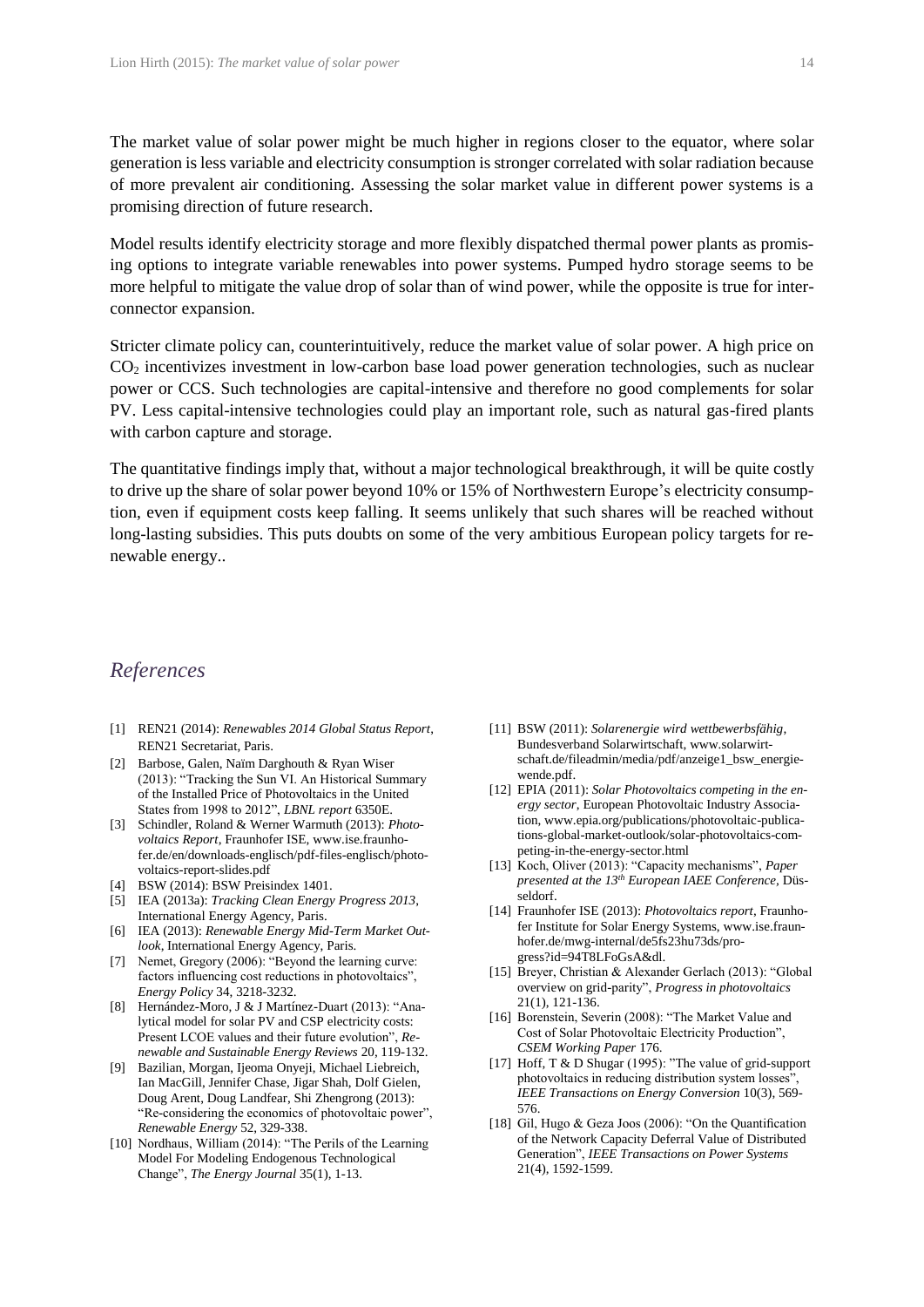The market value of solar power might be much higher in regions closer to the equator, where solar generation is less variable and electricity consumption is stronger correlated with solar radiation because of more prevalent air conditioning. Assessing the solar market value in different power systems is a promising direction of future research.

Model results identify electricity storage and more flexibly dispatched thermal power plants as promising options to integrate variable renewables into power systems. Pumped hydro storage seems to be more helpful to mitigate the value drop of solar than of wind power, while the opposite is true for interconnector expansion.

Stricter climate policy can, counterintuitively, reduce the market value of solar power. A high price on $CO_2$ incentivizes investment in low-carbon base load power generation technologies, such as nuclear power or CCS. Such technologies are capital-intensive and therefore no good complements for solar PV. Less capital-intensive technologies could play an important role, such as natural gas-fired plants with carbon capture and storage.

The quantitative findings imply that, without a major technological breakthrough, it will be quite costly to drive up the share of solar power beyond 10% or 15% of Northwestern Europe's electricity consumption, even if equipment costs keep falling. It seems unlikely that such shares will be reached without long-lasting subsidies. This puts doubts on some of the very ambitious European policy targets for renewable energy..

## References

[1] REN21 (2014): *Renewables 2014 Global Status Report*, REN21 Secretariat, Paris.

[2] Barbose, Galen, Naïm Darghouth & Ryan Wiser (2013): "Tracking the Sun VI. An Historical Summary of the Installed Price of Photovoltaics in the United States from 1998 to 2012", *LBNL report* 6350E.

[3] Schindler, Roland & Werner Warmuth (2013): *Photovoltaics Report*, Fraunhofer ISE, www.ise.fraunhofer.de/en/downloads-englisch/pdf-files-englisch/photovoltaics-report-slides.pdf

[4] BSW (2014): BSW Preisindex 1401.

[5] IEA (2013a): *Tracking Clean Energy Progress 2013*, International Energy Agency, Paris.

[6] IEA (2013): *Renewable Energy Mid-Term Market Outlook*, International Energy Agency, Paris.

[7] Nemet, Gregory (2006): "Beyond the learning curve: factors influencing cost reductions in photovoltaics", *Energy Policy* 34, 3218-3232.

[8] Hernández-Moro, J & J Martínez-Duart (2013): "Analytical model for solar PV and CSP electricity costs: Present LCOE values and their future evolution", *Renewable and Sustainable Energy Reviews* 20, 119-132.

[9] Bazilian, Morgan, Ijeoma Onyeji, Michael Liebreich, Ian MacGill, Jennifer Chase, Jigar Shah, Dolf Gielen, Doug Arent, Doug Landfear, Shi Zhengrong (2013): "Re-considering the economics of photovoltaic power", *Renewable Energy* 52, 329-338.

[10] Nordhaus, William (2014): "The Perils of the Learning Model For Modeling Endogenous Technological Change", *The Energy Journal* 35(1), 1-13.

[11] BSW (2011): *Solarenergie wird wettbewerbsfähig*, Bundesverband Solarwirtschaft, www.solarwirtschaft.de/fileadmin/media/pdf/anzeige1_bsw_energiewende.pdf.

[12] EPIA (2011): *Solar Photovoltaics competing in the energy sector*, European Photovoltaic Industry Association, www.epia.org/publications/photovoltaic-publications-global-market-outlook/solar-photovoltaics-competing-in-the-energy-sector.html

[13] Koch, Oliver (2013): "Capacity mechanisms", *Paper presented at the 13th European IAEE Conference*, Düsseldorf.

[14] Fraunhofer ISE (2013): *Photovoltaics report*, Fraunhofer Institute for Solar Energy Systems, www.ise.fraunhofer.de/mwg-internal/de5fs23hu73ds/progress?id=94T8LFoGsA&dl.

[15] Breyer, Christian & Alexander Gerlach (2013): "Global overview on grid-parity", *Progress in photovoltaics* 21(1), 121-136.

[16] Borenstein, Severin (2008): "The Market Value and Cost of Solar Photovoltaic Electricity Production", *CSEM Working Paper* 176.

[17] Hoff, T & D Shugar (1995): "The value of grid-support photovoltaics in reducing distribution system losses", *IEEE Transactions on Energy Conversion* 10(3), 569-576.

[18] Gil, Hugo & Geza Joos (2006): "On the Quantification of the Network Capacity Deferral Value of Distributed Generation", *IEEE Transactions on Power Systems* 21(4), 1592-1599.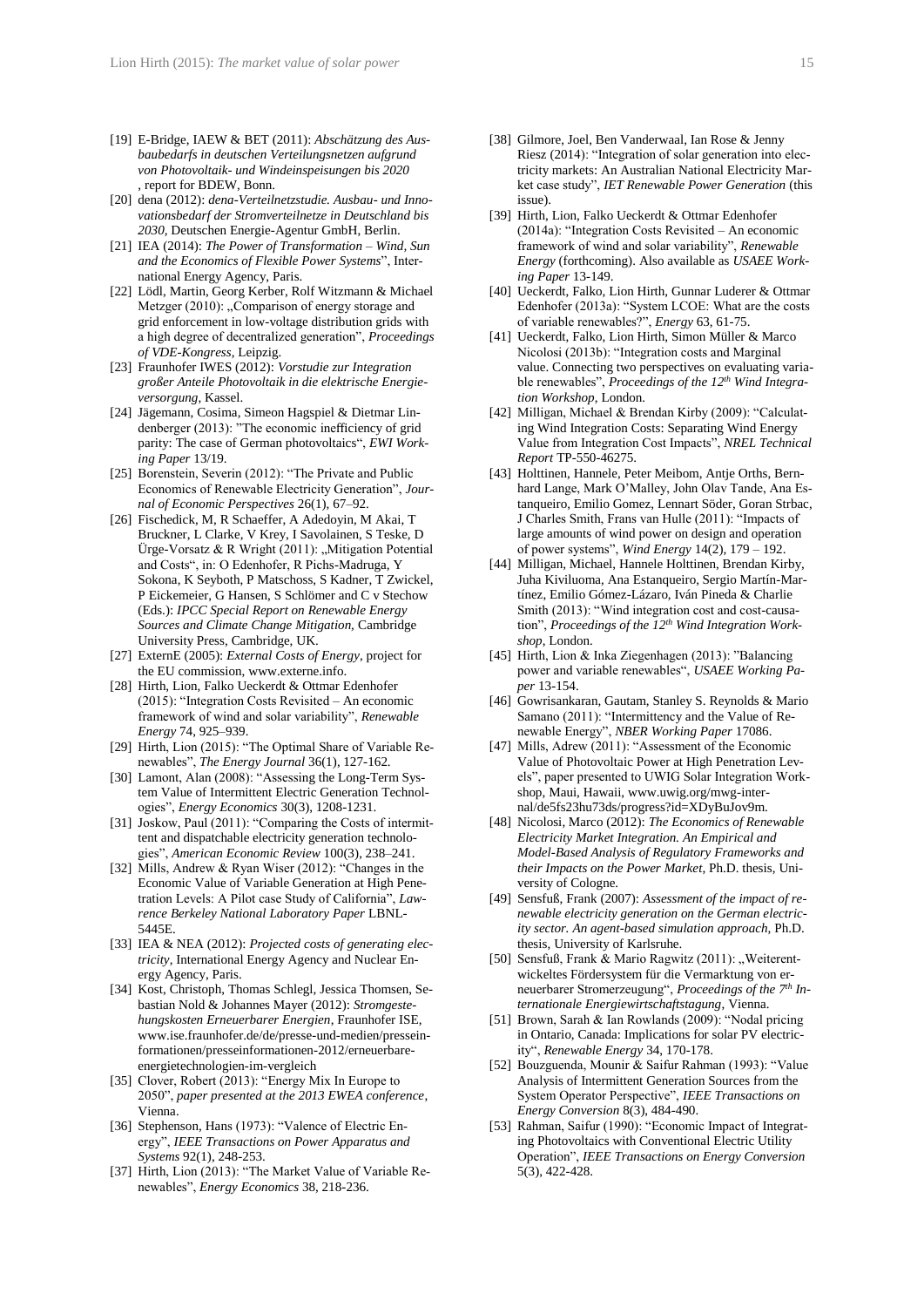[19] E-Bridge, IAEW & BET (2011): *Abschätzung des Ausbaubedarfs in deutschen Verteilungsnetzen aufgrund von Photovoltaik- und Windeinspeisungen bis 2020* , report for BDEW, Bonn.

[20] dena (2012): *dena-Verteilnetzstudie. Ausbau- und Innovationsbedarf der Stromverteilnetze in Deutschland bis 2030*, Deutschen Energie-Agentur GmbH, Berlin.

[21] IEA (2014): *The Power of Transformation – Wind, Sun and the Economics of Flexible Power Systems*", International Energy Agency, Paris.

[22] Lödl, Martin, Georg Kerber, Rolf Witzmann & Michael Metzger (2010): „Comparison of energy storage and grid enforcement in low-voltage distribution grids with a high degree of decentralized generation", *Proceedings of VDE-Kongress*, Leipzig.

[23] Fraunhofer IWES (2012): *Vorstudie zur Integration großer Anteile Photovoltaik in die elektrische Energieversorgung*, Kassel.

[24] Jägemann, Cosima, Simeon Hagspiel & Dietmar Lindenberger (2013): "The economic inefficiency of grid parity: The case of German photovoltaics", *EWI Working Paper* 13/19.

[25] Borenstein, Severin (2012): "The Private and Public Economics of Renewable Electricity Generation", *Journal of Economic Perspectives* 26(1), 67–92.

[26] Fischedick, M, R Schaeffer, A Adedoyin, M Akai, T Bruckner, L Clarke, V Krey, I Savolainen, S Teske, D Ürge-Vorsatz & R Wright (2011): „Mitigation Potential and Costs", in: O Edenhofer, R Pichs-Madruga, Y Sokona, K Seyboth, P Matschoss, S Kadner, T Zwickel, P Eickemeier, G Hansen, S Schlömer and C v Stechow (Eds.): *IPCC Special Report on Renewable Energy Sources and Climate Change Mitigation*, Cambridge University Press, Cambridge, UK.

[27] ExternE (2005): *External Costs of Energy*, project for the EU commission, www.externe.info.

[28] Hirth, Lion, Falko Ueckerdt & Ottmar Edenhofer (2015): "Integration Costs Revisited – An economic framework of wind and solar variability", *Renewable Energy* 74, 925–939.

[29] Hirth, Lion (2015): "The Optimal Share of Variable Renewables", *The Energy Journal* 36(1), 127-162.

[30] Lamont, Alan (2008): "Assessing the Long-Term System Value of Intermittent Electric Generation Technologies", *Energy Economics* 30(3), 1208-1231.

[31] Joskow, Paul (2011): "Comparing the Costs of intermittent and dispatchable electricity generation technologies", *American Economic Review* 100(3), 238–241.

[32] Mills, Andrew & Ryan Wiser (2012): "Changes in the Economic Value of Variable Generation at High Penetration Levels: A Pilot case Study of California", *Lawrence Berkeley National Laboratory Paper* LBNL-5445E.

[33] IEA & NEA (2012): *Projected costs of generating electricity*, International Energy Agency and Nuclear Energy Agency, Paris.

[34] Kost, Christoph, Thomas Schlegl, Jessica Thomsen, Sebastian Nold & Johannes Mayer (2012): *Stromgestehungskosten Erneuerbarer Energien*, Fraunhofer ISE, www.ise.fraunhofer.de/de/presse-und-medien/presseinformationen/presseinformationen-2012/erneuerbare-energietechnologien-im-vergleich

[35] Clover, Robert (2013): "Energy Mix In Europe to 2050", *paper presented at the 2013 EWEA conference*, Vienna.

[36] Stephenson, Hans (1973): "Valence of Electric Energy", *IEEE Transactions on Power Apparatus and Systems* 92(1), 248-253.

[37] Hirth, Lion (2013): "The Market Value of Variable Renewables", *Energy Economics* 38, 218-236.

[38] Gilmore, Joel, Ben Vanderwaal, Ian Rose & Jenny Riesz (2014): "Integration of solar generation into electricity markets: An Australian National Electricity Market case study", *IET Renewable Power Generation* (this issue).

[39] Hirth, Lion, Falko Ueckerdt & Ottmar Edenhofer (2014a): "Integration Costs Revisited – An economic framework of wind and solar variability", *Renewable Energy* (forthcoming). Also available as *USAEE Working Paper* 13-149.

[40] Ueckerdt, Falko, Lion Hirth, Gunnar Luderer & Ottmar Edenhofer (2013a): "System LCOE: What are the costs of variable renewables?", *Energy* 63, 61-75.

[41] Ueckerdt, Falko, Lion Hirth, Simon Müller & Marco Nicolosi (2013b): "Integration costs and Marginal value. Connecting two perspectives on evaluating variable renewables", *Proceedings of the 12th Wind Integration Workshop*, London.

[42] Milligan, Michael & Brendan Kirby (2009): "Calculating Wind Integration Costs: Separating Wind Energy Value from Integration Cost Impacts", *NREL Technical Report* TP-550-46275.

[43] Holttinen, Hannele, Peter Meibom, Antje Orths, Bernhard Lange, Mark O'Malley, John Olav Tande, Ana Estanqueiro, Emilio Gomez, Lennart Söder, Goran Strbac, J Charles Smith, Frans van Hulle (2011): "Impacts of large amounts of wind power on design and operation of power systems", *Wind Energy* 14(2), 179 – 192.

[44] Milligan, Michael, Hannele Holttinen, Brendan Kirby, Juha Kiviluoma, Ana Estanqueiro, Sergio Martín-Martínez, Emilio Gómez-Lázaro, Iván Pineda & Charlie Smith (2013): "Wind integration cost and cost-causation", *Proceedings of the 12th Wind Integration Workshop*, London.

[45] Hirth, Lion & Inka Ziegenhagen (2013): "Balancing power and variable renewables", *USAEE Working Paper* 13-154.

[46] Gowrisankaran, Gautam, Stanley S. Reynolds & Mario Samano (2011): "Intermittency and the Value of Renewable Energy", *NBER Working Paper* 17086.

[47] Mills, Adrew (2011): "Assessment of the Economic Value of Photovoltaic Power at High Penetration Levels", paper presented to UWIG Solar Integration Workshop, Maui, Hawaii, www.uwig.org/mwg-internal/de5fs23hu73ds/progress?id=XDyBuJov9m.

[48] Nicolosi, Marco (2012): *The Economics of Renewable Electricity Market Integration. An Empirical and Model-Based Analysis of Regulatory Frameworks and their Impacts on the Power Market*, Ph.D. thesis, University of Cologne.

[49] Sensfuß, Frank (2007): *Assessment of the impact of renewable electricity generation on the German electricity sector. An agent-based simulation approach*, Ph.D. thesis, University of Karlsruhe.

[50] Sensfuß, Frank & Mario Ragwitz (2011): „Weiterentwickeltes Fördersystem für die Vermarktung von erneuerbarer Stromerzeugung", *Proceedings of the 7th Internationale Energiewirtschaftstagung*, Vienna.

[51] Brown, Sarah & Ian Rowlands (2009): "Nodal pricing in Ontario, Canada: Implications for solar PV electricity", *Renewable Energy* 34, 170-178.

[52] Bouzguenda, Mounir & Saifur Rahman (1993): "Value Analysis of Intermittent Generation Sources from the System Operator Perspective", *IEEE Transactions on Energy Conversion* 8(3), 484-490.

[53] Rahman, Saifur (1990): "Economic Impact of Integrating Photovoltaics with Conventional Electric Utility Operation", *IEEE Transactions on Energy Conversion* 5(3), 422-428.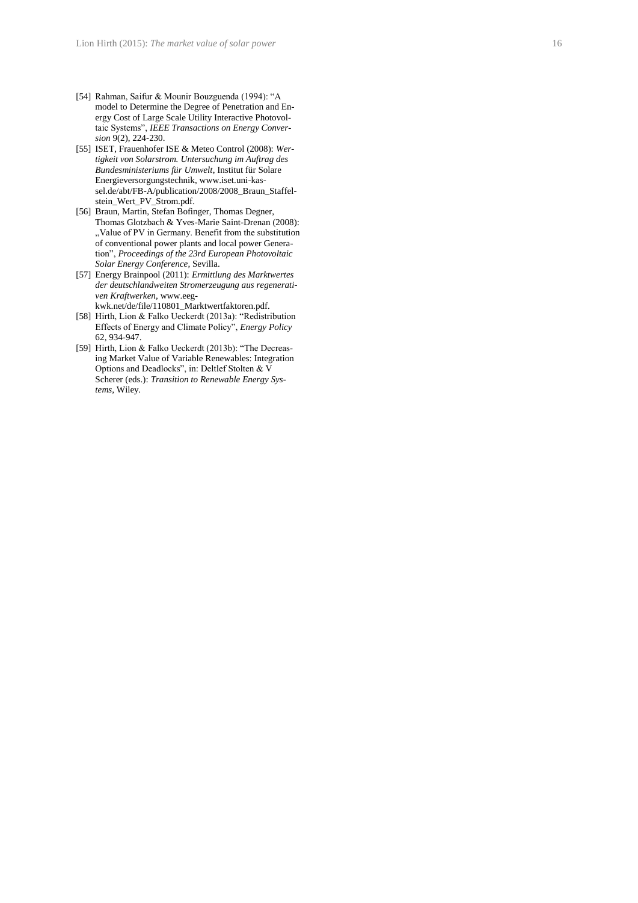[54] Rahman, Saifur & Mounir Bouzguenda (1994): "A model to Determine the Degree of Penetration and Energy Cost of Large Scale Utility Interactive Photovoltaic Systems", *IEEE Transactions on Energy Conversion* 9(2), 224-230.

[55] ISET, Frauenhofer ISE & Meteo Control (2008): *Wertigkeit von Solarstrom. Untersuchung im Auftrag des Bundesministeriums für Umwelt*, Institut für Solare Energieversorgungstechnik, www.iset.uni-kassel.de/abt/FB-A/publication/2008/2008_Braun_Staffelstein_Wert_PV_Strom.pdf.

[56] Braun, Martin, Stefan Bofinger, Thomas Degner, Thomas Glotzbach & Yves-Marie Saint-Drenan (2008): „Value of PV in Germany. Benefit from the substitution of conventional power plants and local power Generation", *Proceedings of the 23rd European Photovoltaic Solar Energy Conference*, Sevilla.

[57] Energy Brainpool (2011): *Ermittlung des Marktwertes der deutschlandweiten Stromerzeugung aus regenerativen Kraftwerken*, www.eeg-kwk.net/de/file/110801_Marktwertfaktoren.pdf.

[58] Hirth, Lion & Falko Ueckerdt (2013a): "Redistribution Effects of Energy and Climate Policy", *Energy Policy* 62, 934-947.

[59] Hirth, Lion & Falko Ueckerdt (2013b): "The Decreasing Market Value of Variable Renewables: Integration Options and Deadlocks", in: Deltlef Stolten & V Scherer (eds.): *Transition to Renewable Energy Systems*, Wiley.